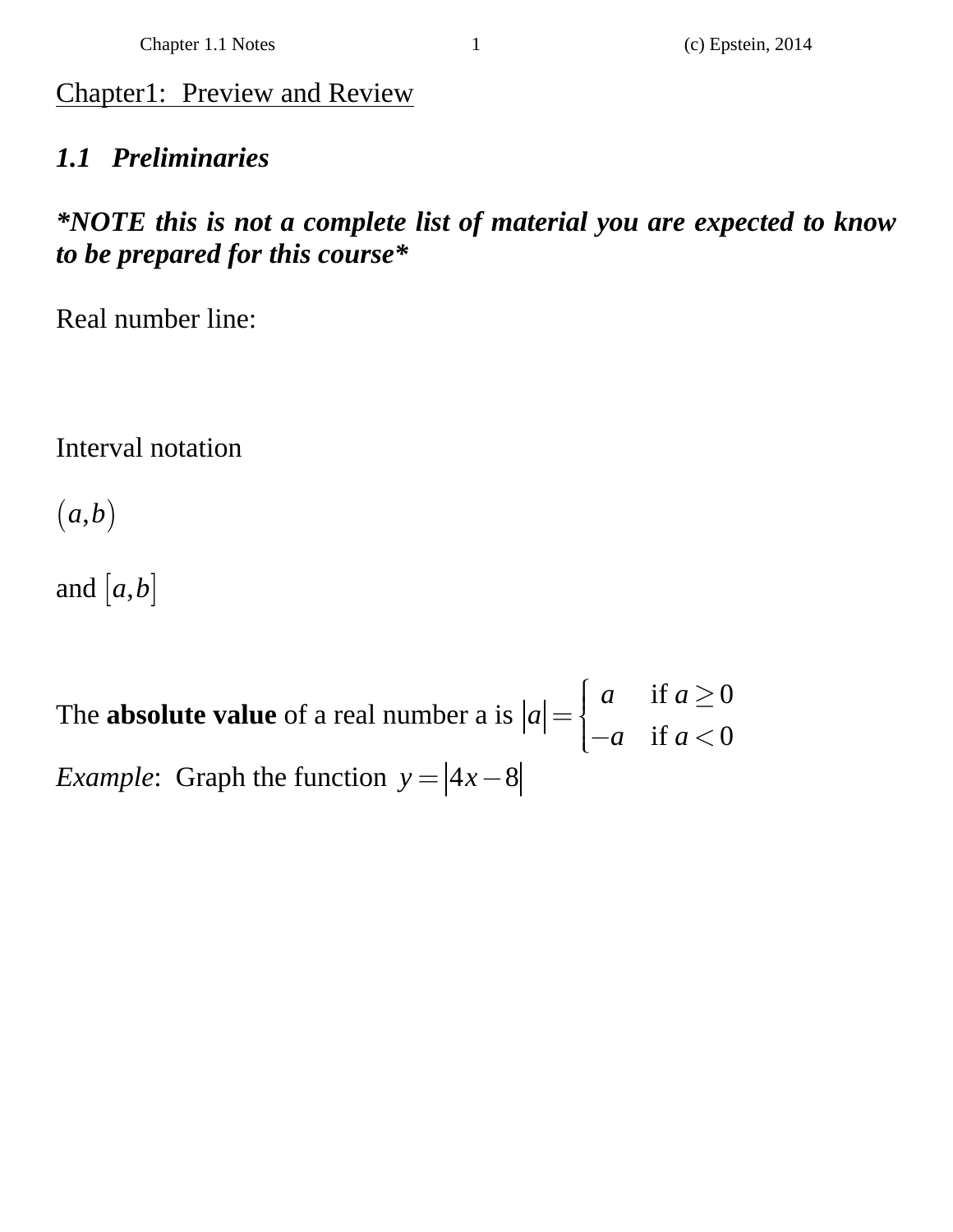# Chapter1:  Preview and Review

## *1.1 Preliminaries*

***NOTE this is not a complete list of material you are expected to know to be prepared for this course***

Real number line:

Interval notation

$(a,b)$

and $[a,b]$

The **absolute value** of a real number a is $|a| = \begin{cases} a & \text{if } a \geq 0 \\ -a & \text{if } a < 0 \end{cases}$

*Example*:  Graph the function $y = |4x - 8|$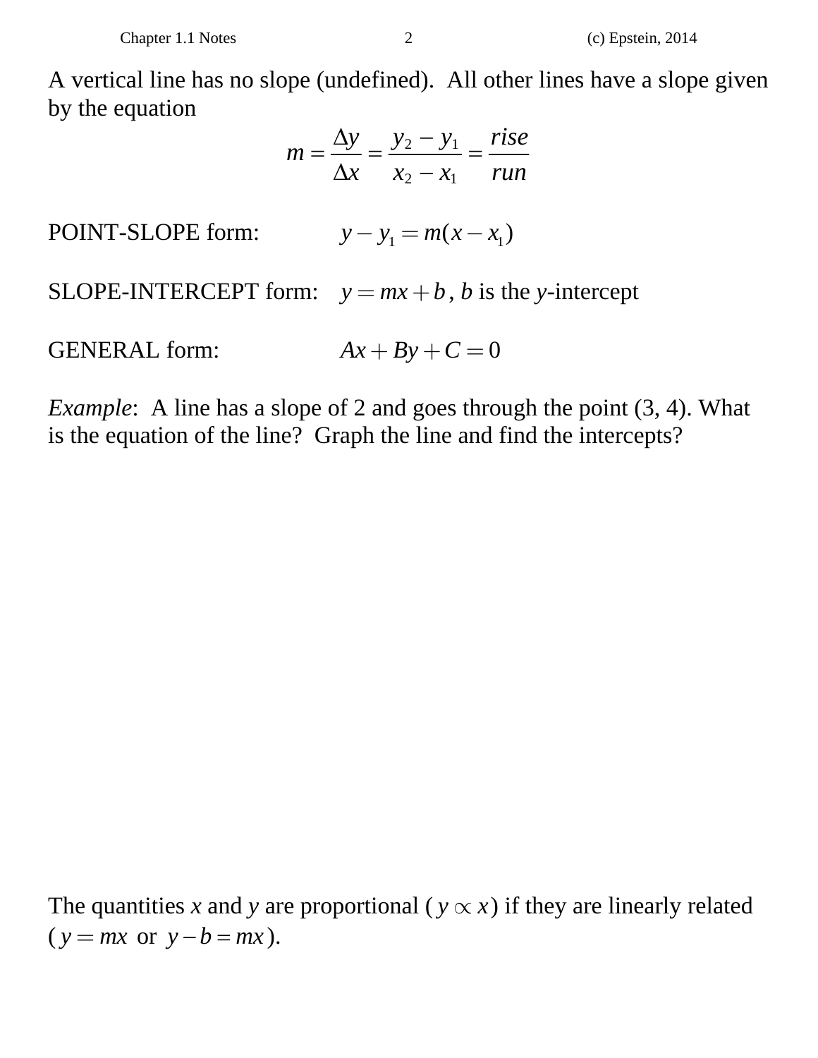A vertical line has no slope (undefined). All other lines have a slope given by the equation

$$m = \frac{\Delta y}{\Delta x} = \frac{y_2 - y_1}{x_2 - x_1} = \frac{rise}{run}$$

POINT-SLOPE form: $y - y_1 = m(x - x_1)$

SLOPE-INTERCEPT form: $y = mx + b$, $b$ is the $y$-intercept

GENERAL form: $Ax + By + C = 0$

*Example*: A line has a slope of 2 and goes through the point (3, 4). What is the equation of the line? Graph the line and find the intercepts?

The quantities $x$ and $y$ are proportional ($y \propto x$) if they are linearly related ($y = mx$ or $y - b = mx$).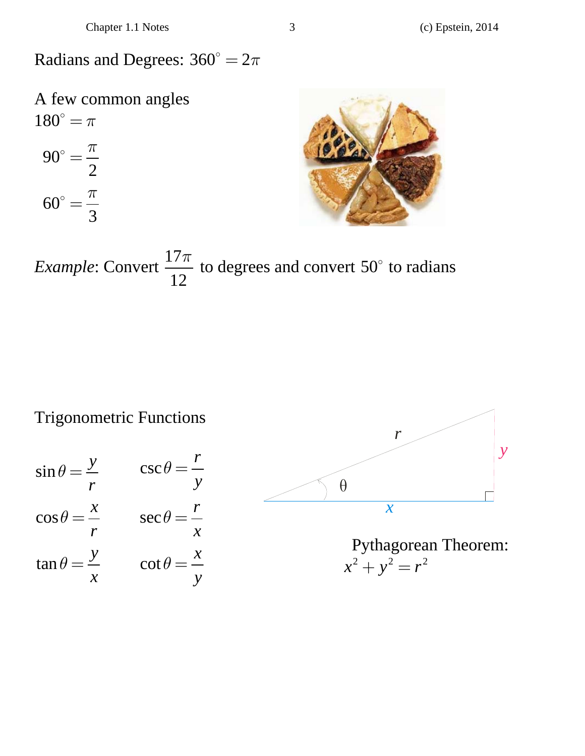Radians and Degrees: $360^\circ = 2\pi$

A few common angles

$180^\circ = \pi$

$90^\circ = \frac{\pi}{2}$

$60^\circ = \frac{\pi}{3}$

*Example*: Convert $\frac{17\pi}{12}$ to degrees and convert $50^\circ$ to radians

Trigonometric Functions

$\sin\theta = \frac{y}{r}$ $\qquad \csc\theta = \frac{r}{y}$

$\cos\theta = \frac{x}{r}$ $\qquad \sec\theta = \frac{r}{x}$

$\tan\theta = \frac{y}{x}$ $\qquad \cot\theta = \frac{x}{y}$

Pythagorean Theorem:

$x^2 + y^2 = r^2$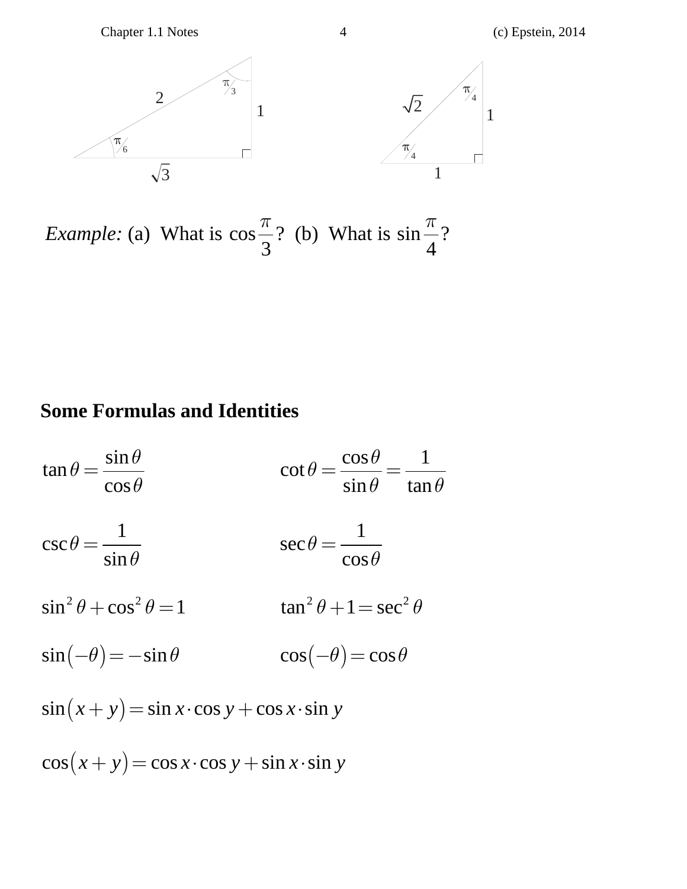*Example:* (a) What is $\cos\frac{\pi}{3}$? (b) What is $\sin\frac{\pi}{4}$?

## Some Formulas and Identities

$$\tan\theta = \frac{\sin\theta}{\cos\theta} \qquad\qquad \cot\theta = \frac{\cos\theta}{\sin\theta} = \frac{1}{\tan\theta}$$

$$\csc\theta = \frac{1}{\sin\theta} \qquad\qquad \sec\theta = \frac{1}{\cos\theta}$$

$$\sin^2\theta + \cos^2\theta = 1 \qquad\qquad \tan^2\theta + 1 = \sec^2\theta$$

$$\sin(-\theta) = -\sin\theta \qquad\qquad \cos(-\theta) = \cos\theta$$

$$\sin(x+y) = \sin x \cdot \cos y + \cos x \cdot \sin y$$

$$\cos(x+y) = \cos x \cdot \cos y + \sin x \cdot \sin y$$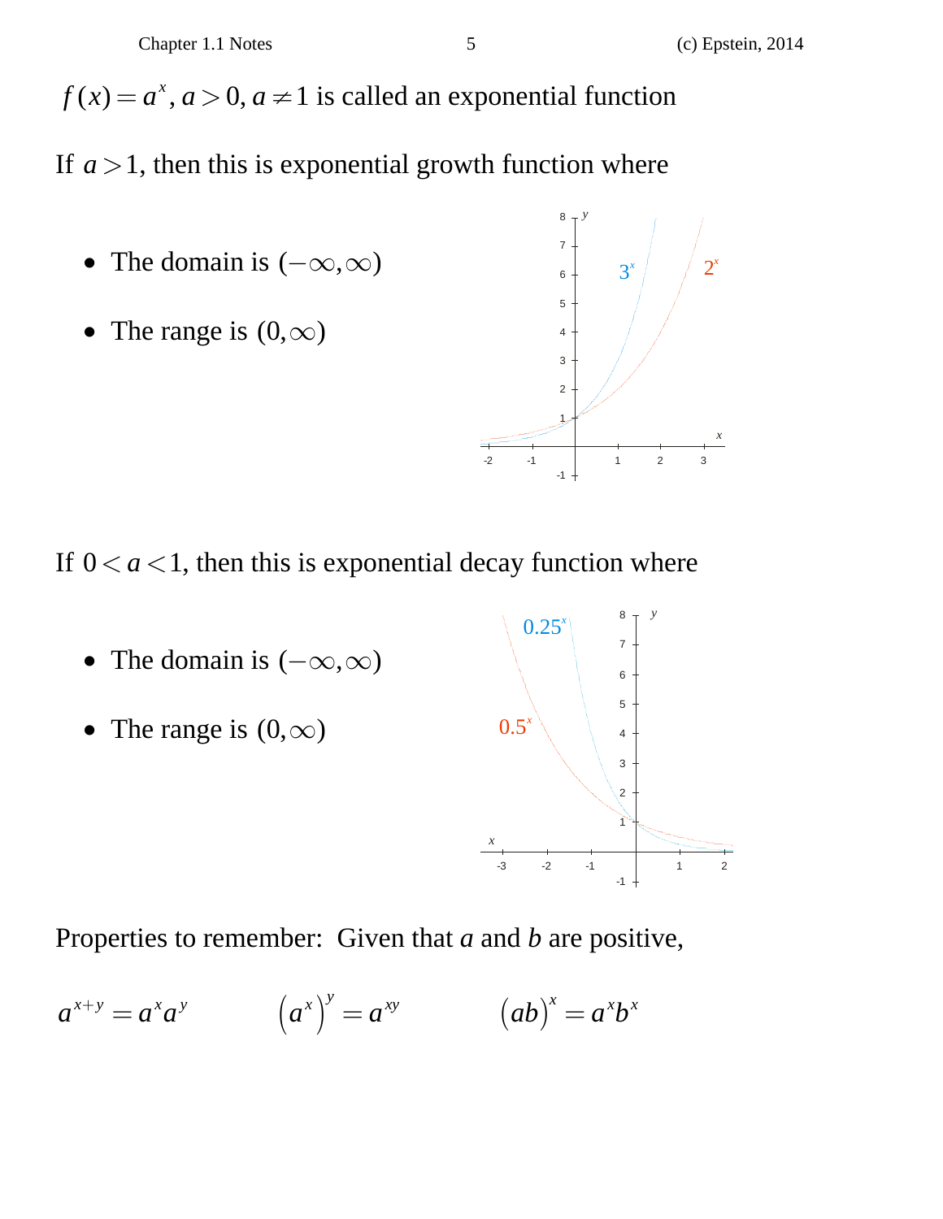$f(x) = a^x, a > 0, a \neq 1$ is called an exponential function

If $a > 1$, then this is exponential growth function where

- The domain is $(-\infty, \infty)$
- The range is $(0, \infty)$

If $0 < a < 1$, then this is exponential decay function where

- The domain is $(-\infty, \infty)$
- The range is $(0, \infty)$

Properties to remember: Given that *a* and *b* are positive,

$$a^{x+y} = a^x a^y \qquad \left(a^x\right)^y = a^{xy} \qquad (ab)^x = a^x b^x$$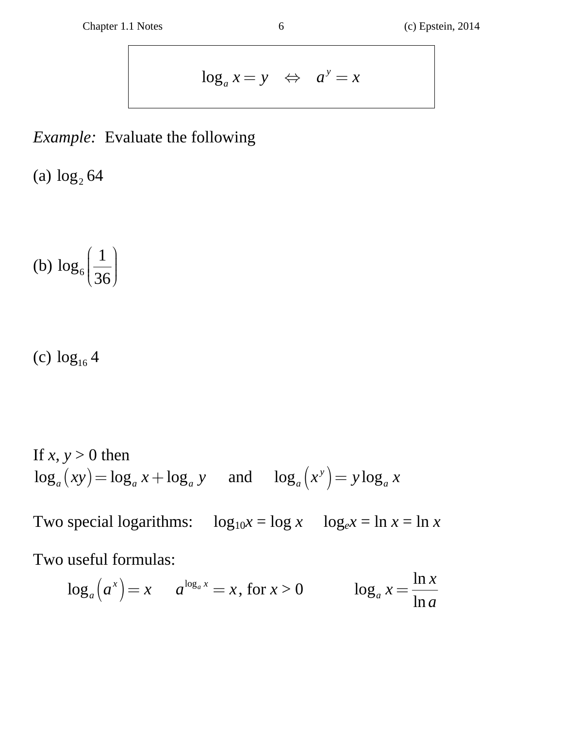$$\log_a x = y \quad \Leftrightarrow \quad a^y = x$$

*Example:* Evaluate the following

(a) $\log_2 64$

(b) $\log_6 \left( \dfrac{1}{36} \right)$

(c) $\log_{16} 4$

If $x, y > 0$ then

$\log_a (xy) = \log_a x + \log_a y$ and $\log_a \left( x^y \right) = y \log_a x$

Two special logarithms: $\log_{10} x = \log x$ $\log_e x = \ln x = \ln x$

Two useful formulas:

$$\log_a \left( a^x \right) = x \qquad a^{\log_a x} = x, \text{ for } x > 0 \qquad \log_a x = \frac{\ln x}{\ln a}$$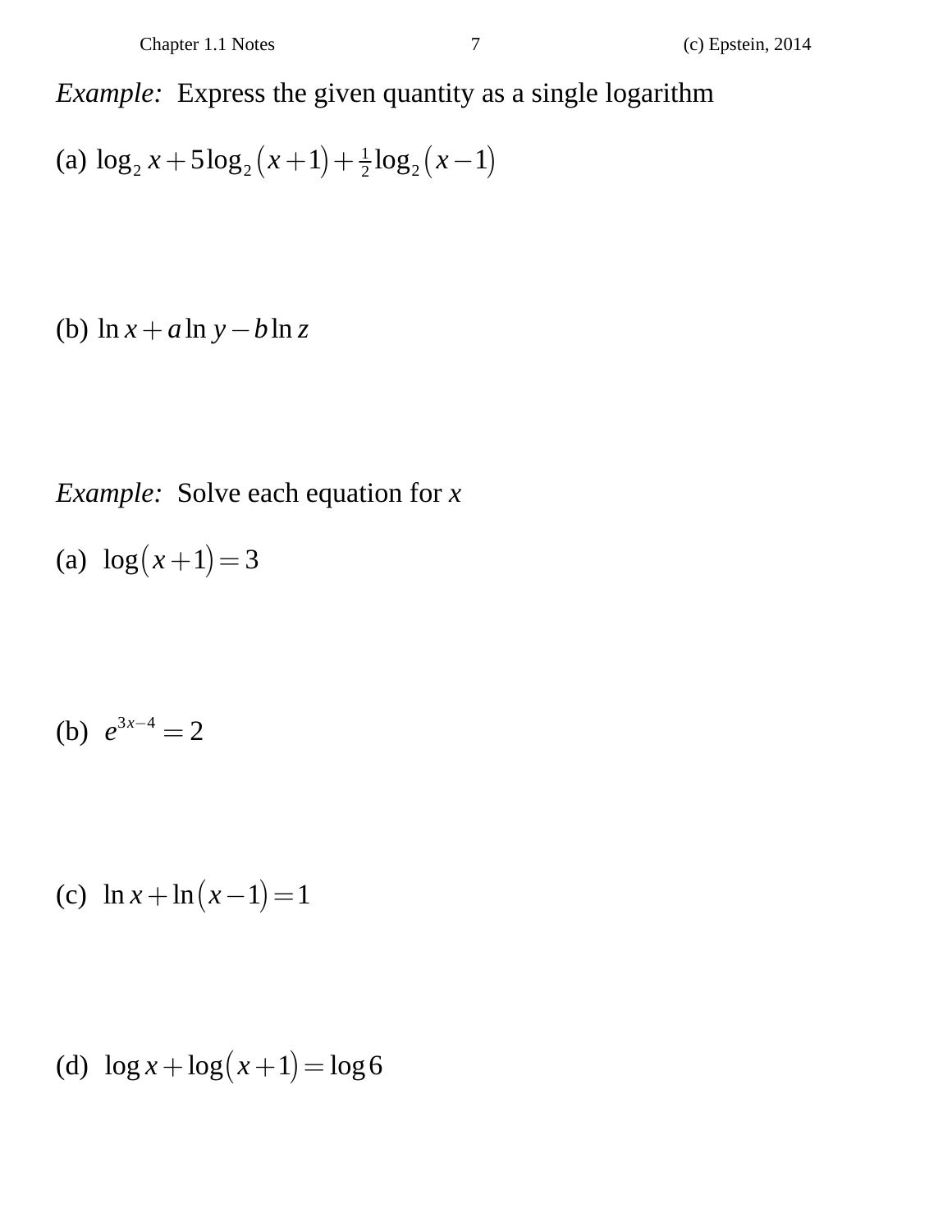*Example:* Express the given quantity as a single logarithm

(a) $\log_2 x + 5\log_2(x+1) + \frac{1}{2}\log_2(x-1)$

(b) $\ln x + a\ln y - b\ln z$

*Example:* Solve each equation for $x$

(a) $\log(x+1) = 3$

(b) $e^{3x-4} = 2$

(c) $\ln x + \ln(x-1) = 1$

(d) $\log x + \log(x+1) = \log 6$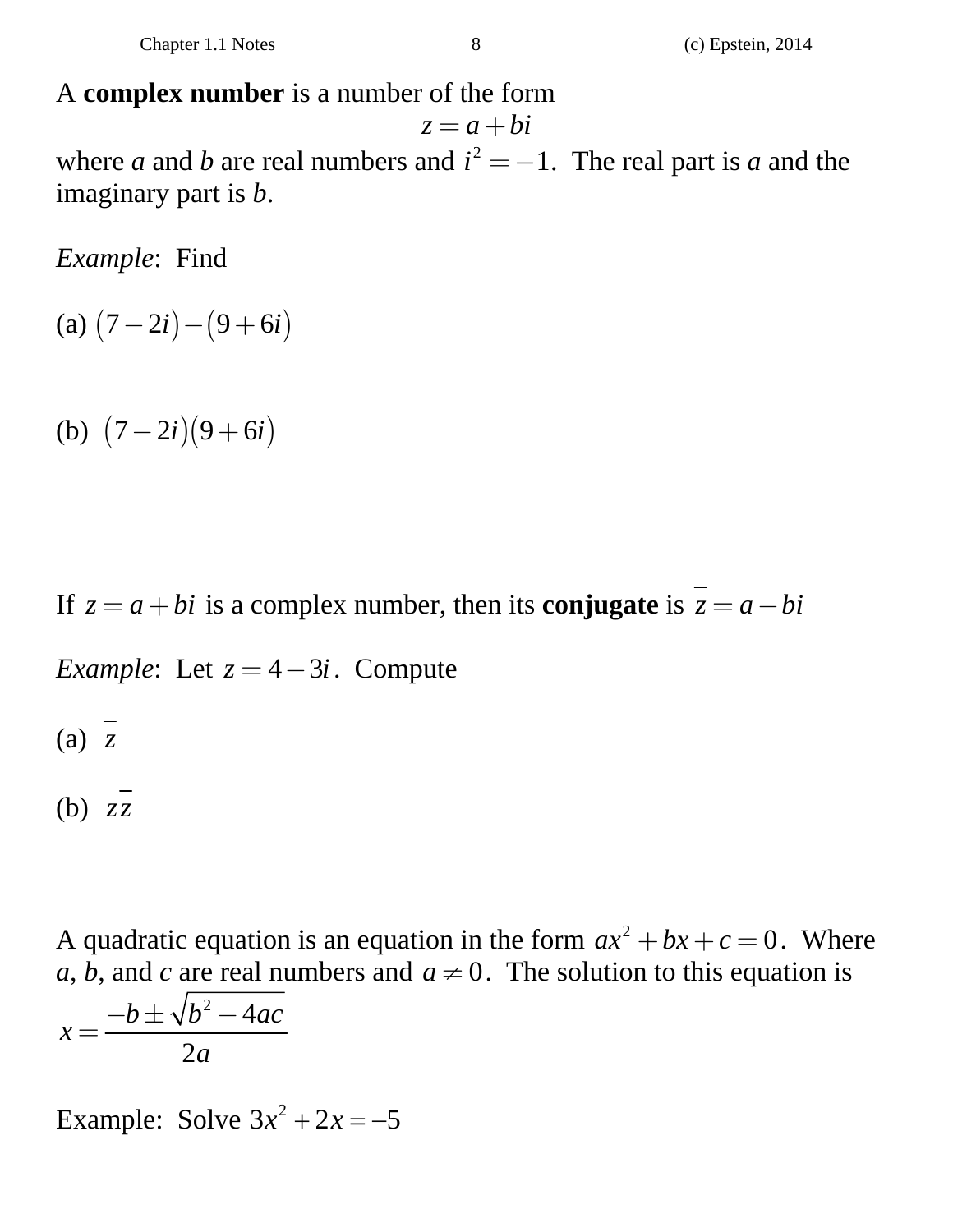A **complex number** is a number of the form

$$z = a + bi$$

where $a$ and $b$ are real numbers and $i^2 = -1$. The real part is $a$ and the imaginary part is $b$.

*Example*: Find

(a) $(7-2i)-(9+6i)$

(b) $(7-2i)(9+6i)$

If $z = a+bi$ is a complex number, then its **conjugate** is $\bar{z} = a - bi$

*Example*: Let $z = 4-3i$. Compute

(a) $\bar{z}$

(b) $z\bar{z}$

A quadratic equation is an equation in the form $ax^2+bx+c=0$. Where $a$, $b$, and $c$ are real numbers and $a \neq 0$. The solution to this equation is

$$x = \frac{-b \pm \sqrt{b^2-4ac}}{2a}$$

Example: Solve $3x^2 + 2x = -5$